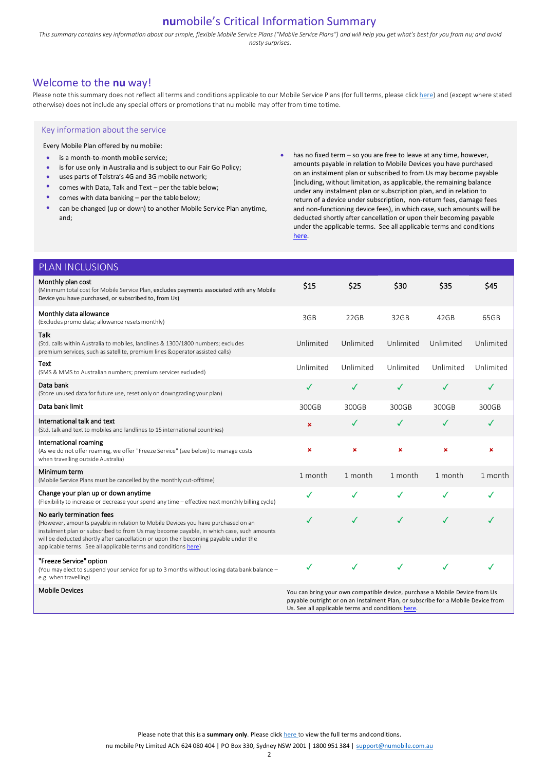# **nu**mobile's Critical Information Summary

*This summary contains key information about our simple, flexible Mobile Service Plans ("Mobile Service Plans") and will help you get what's best for you from nu; and avoid nasty surprises.*

## Welcome to the **nu** way!

Please note this summary does not reflect all terms and conditions applicable to our Mobile Service Plans (for full terms, please click here) and (except where stated otherwise) does not include any special offers or promotions that nu mobile may offer from time to time.

### Key information about the service

Every Mobile Plan offered by nu mobile:

- is a month-to-month mobile service;
- is for use only in Australia and is subject to our Fair Go Policy;
- uses parts of Telstra's 4G and 3G mobile network;
- comes with Data, Talk and Text – per the table below;
- comes with data banking – per the table below;
- can be changed (up or down) to another Mobile Service Plan anytime, and;
- has no fixed term – so you are free to leave at any time, however, amounts payable in relation to Mobile Devices you have purchased on an instalment plan or subscribed to from Us may become payable (including, without limitation, as applicable, the remaining balance under any instalment plan or subscription plan, and in relation to return of a device under subscription, non-return fees, damage fees and non-functioning device fees), in which case, such amounts will be deducted shortly after cancellation or upon their becoming payable under the applicable terms. See all applicable terms and conditions here.

| PLAN INCLUSIONS | | | | | |
|---|---|---|---|---|---|
| **Monthly plan cost**<br>(Minimum total cost for Mobile Service Plan, excludes payments associated with any Mobile Device you have purchased, or subscribed to, from Us) | $15 | $25 | $30 | $35 | $45 |
| **Monthly data allowance**<br>(Excludes promo data; allowance resets monthly) | 3GB | 22GB | 32GB | 42GB | 65GB |
| **Talk**<br>(Std. calls within Australia to mobiles, landlines & 1300/1800 numbers; excludes premium services, such as satellite, premium lines &operator assisted calls) | Unlimited | Unlimited | Unlimited | Unlimited | Unlimited |
| **Text**<br>(SMS & MMS to Australian numbers; premium services excluded) | Unlimited | Unlimited | Unlimited | Unlimited | Unlimited |
| **Data bank**<br>(Store unused data for future use, reset only on downgrading your plan) | ✓ | ✓ | ✓ | ✓ | ✓ |
| **Data bank limit** | 300GB | 300GB | 300GB | 300GB | 300GB |
| **International talk and text**<br>(Std. talk and text to mobiles and landlines to 15 international countries) | ✗ | ✓ | ✓ | ✓ | ✓ |
| **International roaming**<br>(As we do not offer roaming, we offer "Freeze Service" (see below) to manage costs when travelling outside Australia) | ✗ | ✗ | ✗ | ✗ | ✗ |
| **Minimum term**<br>(Mobile Service Plans must be cancelled by the monthly cut-offtime) | 1 month | 1 month | 1 month | 1 month | 1 month |
| **Change your plan up or down anytime**<br>(Flexibility to increase or decrease your spend any time – effective next monthly billing cycle) | ✓ | ✓ | ✓ | ✓ | ✓ |
| **No early termination fees**<br>(However, amounts payable in relation to Mobile Devices you have purchased on an instalment plan or subscribed to from Us may become payable, in which case, such amounts will be deducted shortly after cancellation or upon their becoming payable under the applicable terms. See all applicable terms and conditions here) | ✓ | ✓ | ✓ | ✓ | ✓ |
| **"Freeze Service" option**<br>(You may elect to suspend your service for up to 3 months without losing data bank balance – e.g. when travelling) | ✓ | ✓ | ✓ | ✓ | ✓ |
| **Mobile Devices** | You can bring your own compatible device, purchase a Mobile Device from Us payable outright or on an Instalment Plan, or subscribe for a Mobile Device from Us. See all applicable terms and conditions here. | | | | |

Please note that this is a **summary only**. Please click here to view the full terms and conditions.

nu mobile Pty Limited ACN 624 080 404 | PO Box 330, Sydney NSW 2001 | 1800 951 384 | support@numobile.com.au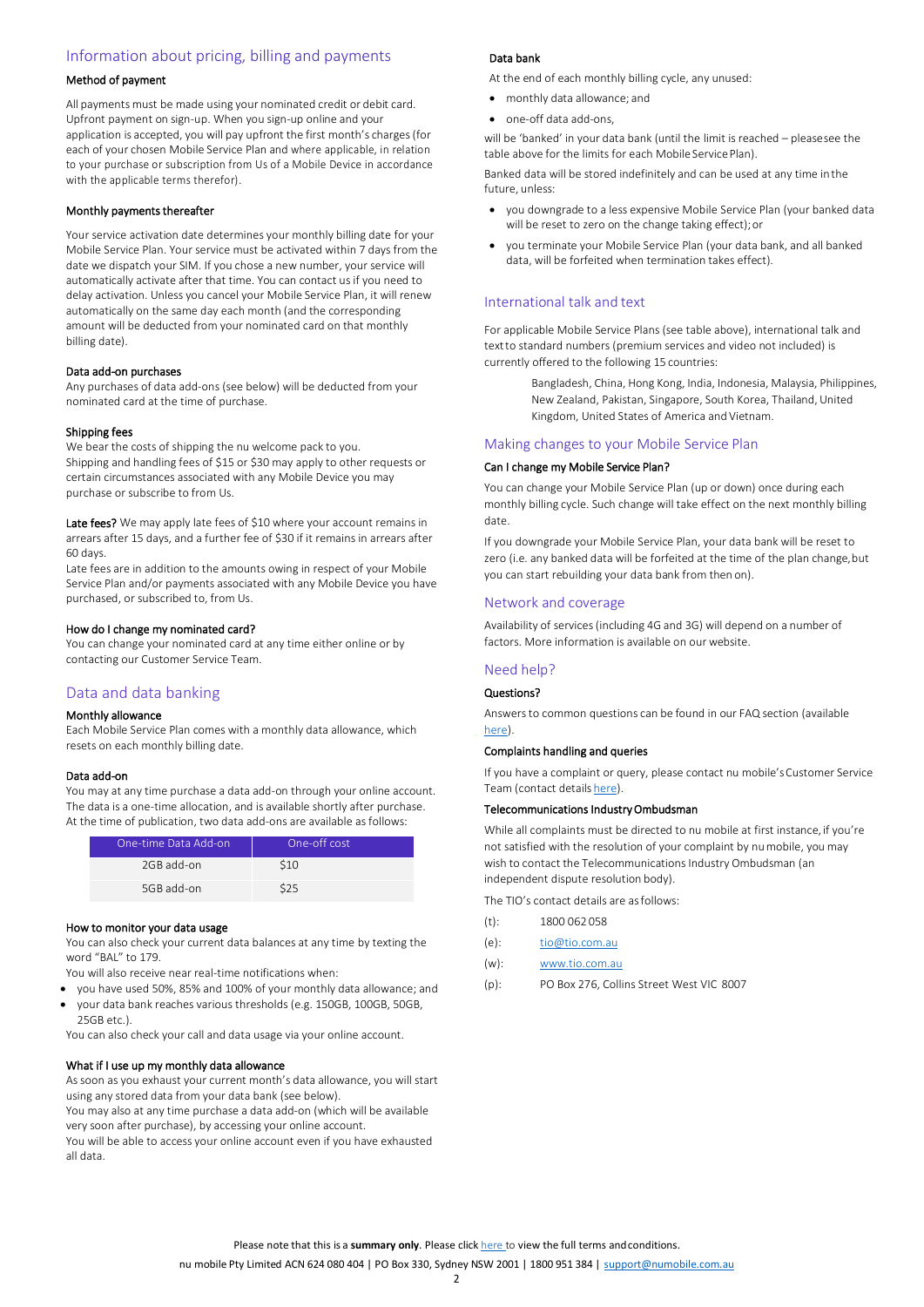## Information about pricing, billing and payments

### Method of payment

All payments must be made using your nominated credit or debit card. Upfront payment on sign-up. When you sign-up online and your application is accepted, you will pay upfront the first month's charges (for each of your chosen Mobile Service Plan and where applicable, in relation to your purchase or subscription from Us of a Mobile Device in accordance with the applicable terms therefor).

### Monthly payments thereafter

Your service activation date determines your monthly billing date for your Mobile Service Plan. Your service must be activated within 7 days from the date we dispatch your SIM. If you chose a new number, your service will automatically activate after that time. You can contact us if you need to delay activation. Unless you cancel your Mobile Service Plan, it will renew automatically on the same day each month (and the corresponding amount will be deducted from your nominated card on that monthly billing date).

### Data add-on purchases

Any purchases of data add-ons (see below) will be deducted from your nominated card at the time of purchase.

### Shipping fees

We bear the costs of shipping the nu welcome pack to you.
Shipping and handling fees of $15 or $30 may apply to other requests or certain circumstances associated with any Mobile Device you may purchase or subscribe to from Us.

**Late fees?** We may apply late fees of $10 where your account remains in arrears after 15 days, and a further fee of $30 if it remains in arrears after 60 days.
Late fees are in addition to the amounts owing in respect of your Mobile Service Plan and/or payments associated with any Mobile Device you have purchased, or subscribed to, from Us.

### How do I change my nominated card?

You can change your nominated card at any time either online or by contacting our Customer Service Team.

## Data and data banking

### Monthly allowance

Each Mobile Service Plan comes with a monthly data allowance, which resets on each monthly billing date.

### Data add-on

You may at any time purchase a data add-on through your online account. The data is a one-time allocation, and is available shortly after purchase. At the time of publication, two data add-ons are available as follows:

| One-time Data Add-on | One-off cost |
|---|---|
| 2GB add-on | $10 |
| 5GB add-on | $25 |

### How to monitor your data usage

You can also check your current data balances at any time by texting the word "BAL" to 179.
You will also receive near real-time notifications when:

- you have used 50%, 85% and 100% of your monthly data allowance; and
- your data bank reaches various thresholds (e.g. 150GB, 100GB, 50GB, 25GB etc.).

You can also check your call and data usage via your online account.

### What if I use up my monthly data allowance

As soon as you exhaust your current month's data allowance, you will start using any stored data from your data bank (see below).
You may also at any time purchase a data add-on (which will be available very soon after purchase), by accessing your online account.
You will be able to access your online account even if you have exhausted all data.

### Data bank

At the end of each monthly billing cycle, any unused:

- monthly data allowance; and
- one-off data add-ons,

will be 'banked' in your data bank (until the limit is reached – please see the table above for the limits for each Mobile Service Plan).

Banked data will be stored indefinitely and can be used at any time in the future, unless:

- you downgrade to a less expensive Mobile Service Plan (your banked data will be reset to zero on the change taking effect); or
- you terminate your Mobile Service Plan (your data bank, and all banked data, will be forfeited when termination takes effect).

## International talk and text

For applicable Mobile Service Plans (see table above), international talk and text to standard numbers (premium services and video not included) is currently offered to the following 15 countries:

Bangladesh, China, Hong Kong, India, Indonesia, Malaysia, Philippines, New Zealand, Pakistan, Singapore, South Korea, Thailand, United Kingdom, United States of America and Vietnam.

## Making changes to your Mobile Service Plan

### Can I change my Mobile Service Plan?

You can change your Mobile Service Plan (up or down) once during each monthly billing cycle. Such change will take effect on the next monthly billing date.

If you downgrade your Mobile Service Plan, your data bank will be reset to zero (i.e. any banked data will be forfeited at the time of the plan change, but you can start rebuilding your data bank from then on).

## Network and coverage

Availability of services (including 4G and 3G) will depend on a number of factors. More information is available on our website.

## Need help?

### Questions?

Answers to common questions can be found in our FAQ section (available here).

### Complaints handling and queries

If you have a complaint or query, please contact nu mobile's Customer Service Team (contact details here).

### Telecommunications Industry Ombudsman

While all complaints must be directed to nu mobile at first instance, if you're not satisfied with the resolution of your complaint by nu mobile, you may wish to contact the Telecommunications Industry Ombudsman (an independent dispute resolution body).

The TIO's contact details are as follows:

(t): 1800 062 058

(e): tio@tio.com.au

(w): www.tio.com.au

(p): PO Box 276, Collins Street West VIC 8007

Please note that this is a **summary only**. Please click here to view the full terms and conditions.

nu mobile Pty Limited ACN 624 080 404 | PO Box 330, Sydney NSW 2001 | 1800 951 384 | support@numobile.com.au